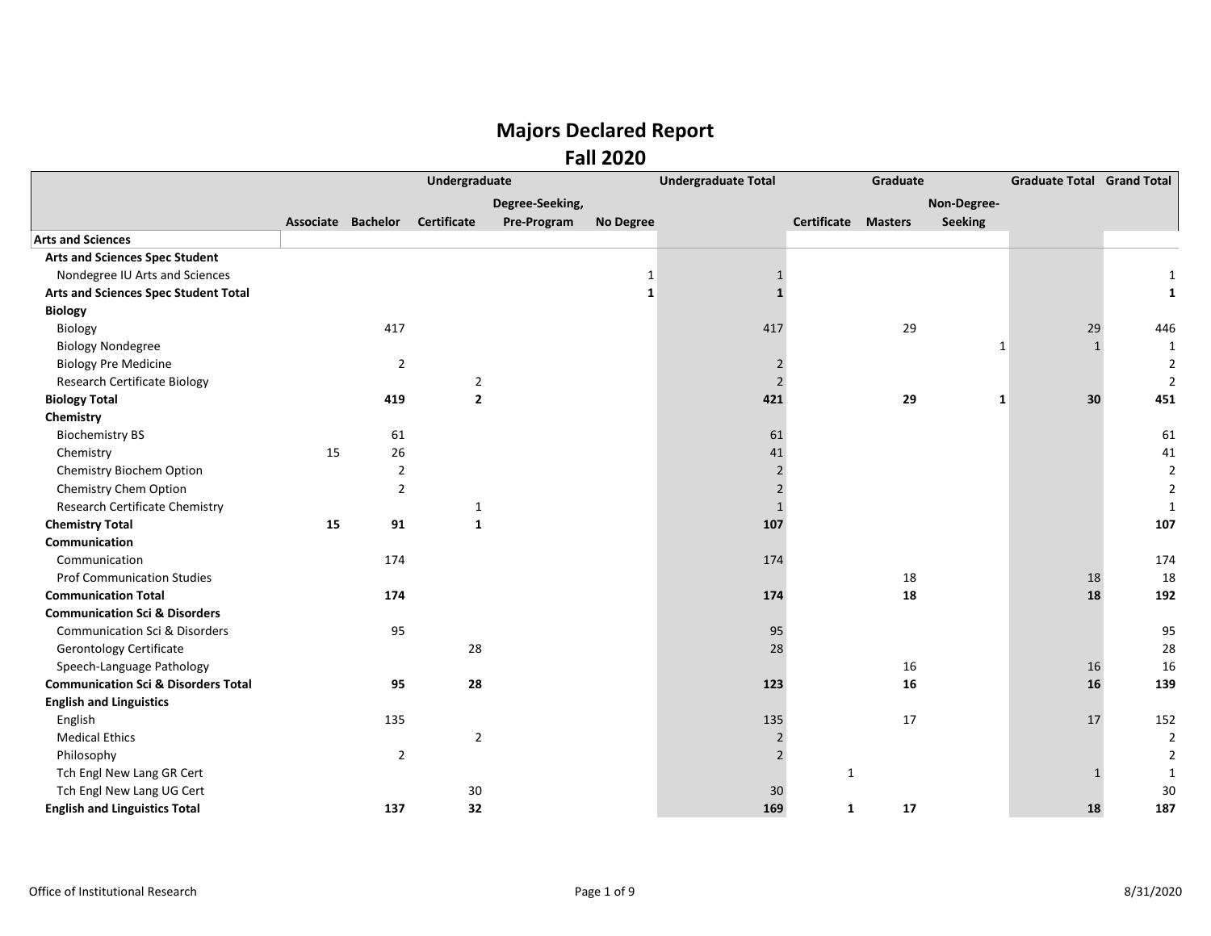# Majors Declared Report
## Fall 2020

| | Undergraduate | | | | | Undergraduate Total | Graduate | | | Graduate Total | Grand Total |
|---|---|---|---|---|---|---|---|---|---|---|---|
| | Associate | Bachelor | Certificate | Degree-Seeking, Pre-Program | No Degree | | Certificate | Masters | Non-Degree-Seeking | | |
| **Arts and Sciences** | | | | | | | | | | | |
| **Arts and Sciences Spec Student** | | | | | | | | | | | |
| Nondegree IU Arts and Sciences | | | | | 1 | 1 | | | | | 1 |
| **Arts and Sciences Spec Student Total** | | | | | **1** | **1** | | | | | **1** |
| **Biology** | | | | | | | | | | | |
| Biology | | 417 | | | | 417 | | 29 | | 29 | 446 |
| Biology Nondegree | | | | | | | | | 1 | 1 | 1 |
| Biology Pre Medicine | | 2 | | | | 2 | | | | | 2 |
| Research Certificate Biology | | | 2 | | | 2 | | | | | 2 |
| **Biology Total** | | **419** | **2** | | | **421** | | **29** | **1** | **30** | **451** |
| **Chemistry** | | | | | | | | | | | |
| Biochemistry BS | | 61 | | | | 61 | | | | | 61 |
| Chemistry | 15 | 26 | | | | 41 | | | | | 41 |
| Chemistry Biochem Option | | 2 | | | | 2 | | | | | 2 |
| Chemistry Chem Option | | 2 | | | | 2 | | | | | 2 |
| Research Certificate Chemistry | | | 1 | | | 1 | | | | | 1 |
| **Chemistry Total** | **15** | **91** | **1** | | | **107** | | | | | **107** |
| **Communication** | | | | | | | | | | | |
| Communication | | 174 | | | | 174 | | | | | 174 |
| Prof Communication Studies | | | | | | | | 18 | | 18 | 18 |
| **Communication Total** | | **174** | | | | **174** | | **18** | | **18** | **192** |
| **Communication Sci & Disorders** | | | | | | | | | | | |
| Communication Sci & Disorders | | 95 | | | | 95 | | | | | 95 |
| Gerontology Certificate | | | 28 | | | 28 | | | | | 28 |
| Speech-Language Pathology | | | | | | | | 16 | | 16 | 16 |
| **Communication Sci & Disorders Total** | | **95** | **28** | | | **123** | | **16** | | **16** | **139** |
| **English and Linguistics** | | | | | | | | | | | |
| English | | 135 | | | | 135 | | 17 | | 17 | 152 |
| Medical Ethics | | | 2 | | | 2 | | | | | 2 |
| Philosophy | | 2 | | | | 2 | | | | | 2 |
| Tch Engl New Lang GR Cert | | | | | | | 1 | | | 1 | 1 |
| Tch Engl New Lang UG Cert | | | 30 | | | 30 | | | | | 30 |
| **English and Linguistics Total** | | **137** | **32** | | | **169** | **1** | **17** | | **18** | **187** |

Office of Institutional Research 8/31/2020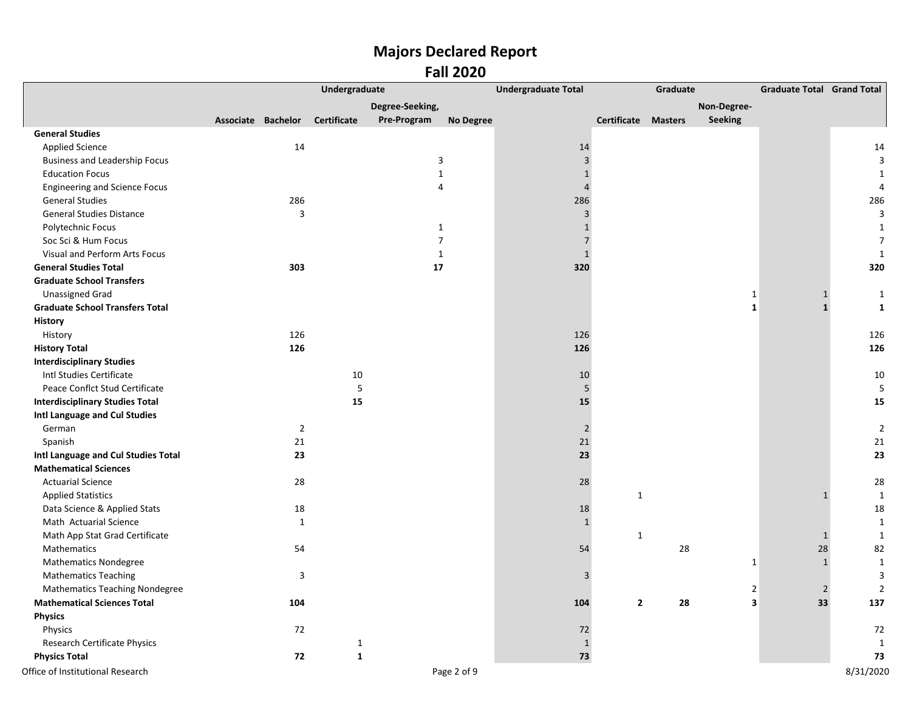# Majors Declared Report

## Fall 2020

| | Undergraduate | | | | | Undergraduate Total | Graduate | | | Graduate Total | Grand Total |
|---|---|---|---|---|---|---|---|---|---|---|---|
| | Associate | Bachelor | Certificate | Degree-Seeking, Pre-Program | No Degree | | Certificate | Masters | Non-Degree-Seeking | | |
| **General Studies** | | | | | | | | | | | |
| Applied Science | | 14 | | | | 14 | | | | | 14 |
| Business and Leadership Focus | | | | 3 | | 3 | | | | | 3 |
| Education Focus | | | | 1 | | 1 | | | | | 1 |
| Engineering and Science Focus | | | | 4 | | 4 | | | | | 4 |
| General Studies | | 286 | | | | 286 | | | | | 286 |
| General Studies Distance | | 3 | | | | 3 | | | | | 3 |
| Polytechnic Focus | | | | 1 | | 1 | | | | | 1 |
| Soc Sci & Hum Focus | | | | 7 | | 7 | | | | | 7 |
| Visual and Perform Arts Focus | | | | 1 | | 1 | | | | | 1 |
| **General Studies Total** | | **303** | | **17** | | **320** | | | | | **320** |
| **Graduate School Transfers** | | | | | | | | | | | |
| Unassigned Grad | | | | | | | | | 1 | 1 | 1 |
| **Graduate School Transfers Total** | | | | | | | | | **1** | **1** | **1** |
| **History** | | | | | | | | | | | |
| History | | 126 | | | | 126 | | | | | 126 |
| **History Total** | | **126** | | | | **126** | | | | | **126** |
| **Interdisciplinary Studies** | | | | | | | | | | | |
| Intl Studies Certificate | | | 10 | | | 10 | | | | | 10 |
| Peace Conflct Stud Certificate | | | 5 | | | 5 | | | | | 5 |
| **Interdisciplinary Studies Total** | | | **15** | | | **15** | | | | | **15** |
| **Intl Language and Cul Studies** | | | | | | | | | | | |
| German | | 2 | | | | 2 | | | | | 2 |
| Spanish | | 21 | | | | 21 | | | | | 21 |
| **Intl Language and Cul Studies Total** | | **23** | | | | **23** | | | | | **23** |
| **Mathematical Sciences** | | | | | | | | | | | |
| Actuarial Science | | 28 | | | | 28 | | | | | 28 |
| Applied Statistics | | | | | | | 1 | | | 1 | 1 |
| Data Science & Applied Stats | | 18 | | | | 18 | | | | | 18 |
| Math Actuarial Science | | 1 | | | | 1 | | | | | 1 |
| Math App Stat Grad Certificate | | | | | | | 1 | | | 1 | 1 |
| Mathematics | | 54 | | | | 54 | | 28 | | 28 | 82 |
| Mathematics Nondegree | | | | | | | | | 1 | 1 | 1 |
| Mathematics Teaching | | 3 | | | | 3 | | | | | 3 |
| Mathematics Teaching Nondegree | | | | | | | | | 2 | 2 | 2 |
| **Mathematical Sciences Total** | | **104** | | | | **104** | **2** | **28** | **3** | **33** | **137** |
| **Physics** | | | | | | | | | | | |
| Physics | | 72 | | | | 72 | | | | | 72 |
| Research Certificate Physics | | | 1 | | | 1 | | | | | 1 |
| **Physics Total** | | **72** | **1** | | | **73** | | | | | **73** |

Office of Institutional Research

8/31/2020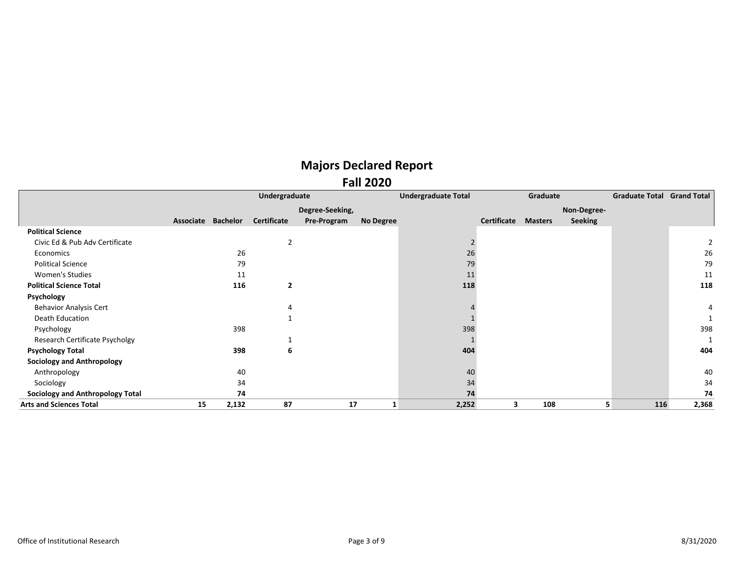# Majors Declared Report

## Fall 2020

| | Undergraduate | | | | | Undergraduate Total | Graduate | | | Graduate Total | Grand Total |
|---|---|---|---|---|---|---|---|---|---|---|---|
| | Associate | Bachelor | Certificate | Degree-Seeking, Pre-Program | No Degree | | Certificate | Masters | Non-Degree-Seeking | | |
| **Political Science** | | | | | | | | | | | |
| Civic Ed & Pub Adv Certificate | | | 2 | | | 2 | | | | | 2 |
| Economics | | 26 | | | | 26 | | | | | 26 |
| Political Science | | 79 | | | | 79 | | | | | 79 |
| Women's Studies | | 11 | | | | 11 | | | | | 11 |
| **Political Science Total** | | **116** | **2** | | | **118** | | | | | **118** |
| **Psychology** | | | | | | | | | | | |
| Behavior Analysis Cert | | | 4 | | | 4 | | | | | 4 |
| Death Education | | | 1 | | | 1 | | | | | 1 |
| Psychology | | 398 | | | | 398 | | | | | 398 |
| Research Certificate Psycholgy | | | 1 | | | 1 | | | | | 1 |
| **Psychology Total** | | **398** | **6** | | | **404** | | | | | **404** |
| **Sociology and Anthropology** | | | | | | | | | | | |
| Anthropology | | 40 | | | | 40 | | | | | 40 |
| Sociology | | 34 | | | | 34 | | | | | 34 |
| **Sociology and Anthropology Total** | | **74** | | | | **74** | | | | | **74** |
| **Arts and Sciences Total** | **15** | **2,132** | **87** | **17** | **1** | **2,252** | **3** | **108** | **5** | **116** | **2,368** |

Office of Institutional Research

8/31/2020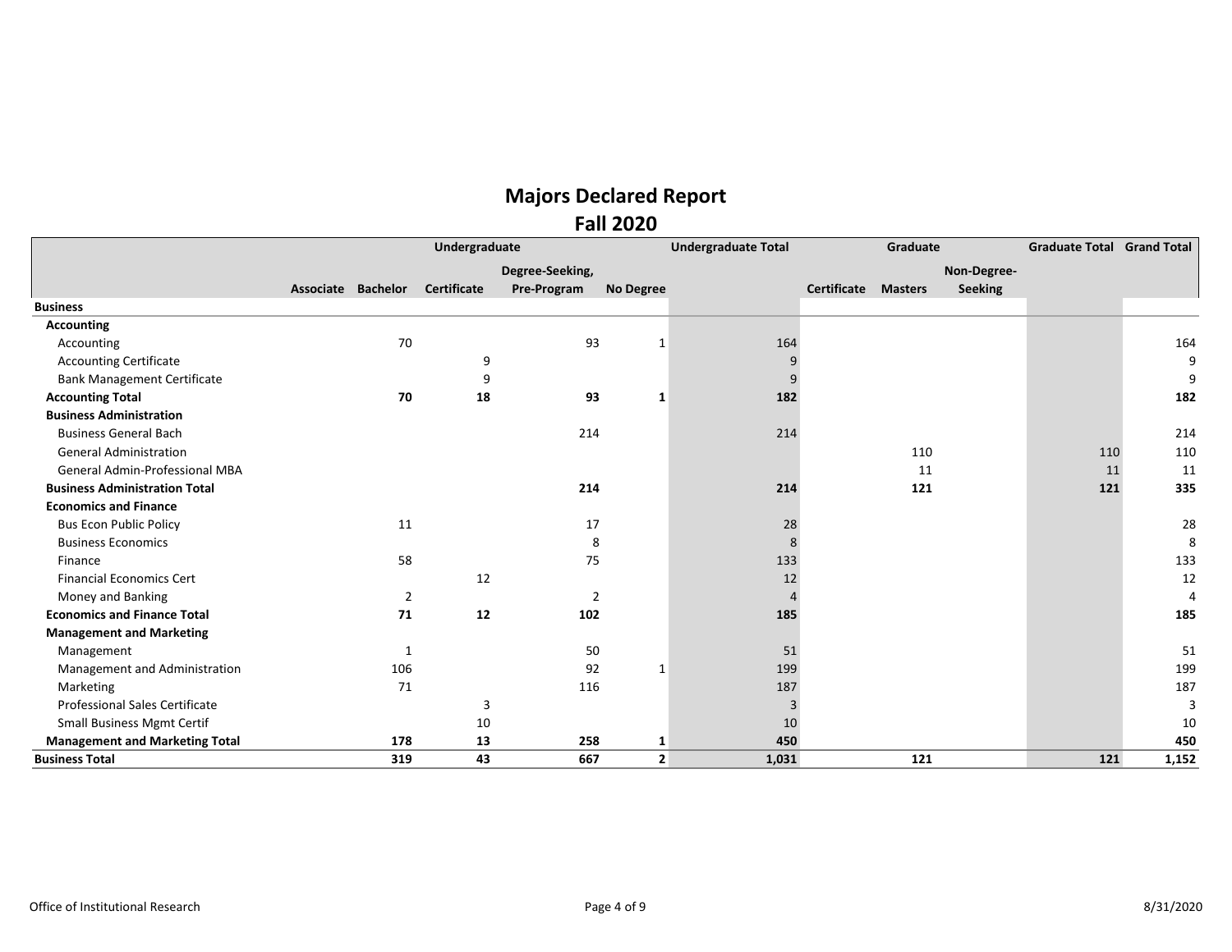# Majors Declared Report

## Fall 2020

| | Undergraduate | | | | | Undergraduate Total | Graduate | | | Graduate Total | Grand Total |
|---|---|---|---|---|---|---|---|---|---|---|---|
| | Associate | Bachelor | Certificate | Degree-Seeking, Pre-Program | No Degree | | Certificate | Masters | Non-Degree-Seeking | | |
| **Business** | | | | | | | | | | | |
| **Accounting** | | | | | | | | | | | |
| Accounting | | 70 | | 93 | 1 | 164 | | | | | 164 |
| Accounting Certificate | | | 9 | | | 9 | | | | | 9 |
| Bank Management Certificate | | | 9 | | | 9 | | | | | 9 |
| **Accounting Total** | | **70** | **18** | **93** | **1** | **182** | | | | | **182** |
| **Business Administration** | | | | | | | | | | | |
| Business General Bach | | | | 214 | | 214 | | | | | 214 |
| General Administration | | | | | | | | 110 | | 110 | 110 |
| General Admin-Professional MBA | | | | | | | | 11 | | 11 | 11 |
| **Business Administration Total** | | | | **214** | | **214** | | **121** | | **121** | **335** |
| **Economics and Finance** | | | | | | | | | | | |
| Bus Econ Public Policy | | 11 | | 17 | | 28 | | | | | 28 |
| Business Economics | | | | 8 | | 8 | | | | | 8 |
| Finance | | 58 | | 75 | | 133 | | | | | 133 |
| Financial Economics Cert | | | 12 | | | 12 | | | | | 12 |
| Money and Banking | | 2 | | 2 | | 4 | | | | | 4 |
| **Economics and Finance Total** | | **71** | **12** | **102** | | **185** | | | | | **185** |
| **Management and Marketing** | | | | | | | | | | | |
| Management | | 1 | | 50 | | 51 | | | | | 51 |
| Management and Administration | | 106 | | 92 | 1 | 199 | | | | | 199 |
| Marketing | | 71 | | 116 | | 187 | | | | | 187 |
| Professional Sales Certificate | | | 3 | | | 3 | | | | | 3 |
| Small Business Mgmt Certif | | | 10 | | | 10 | | | | | 10 |
| **Management and Marketing Total** | | **178** | **13** | **258** | **1** | **450** | | | | | **450** |
| **Business Total** | | **319** | **43** | **667** | **2** | **1,031** | | **121** | | **121** | **1,152** |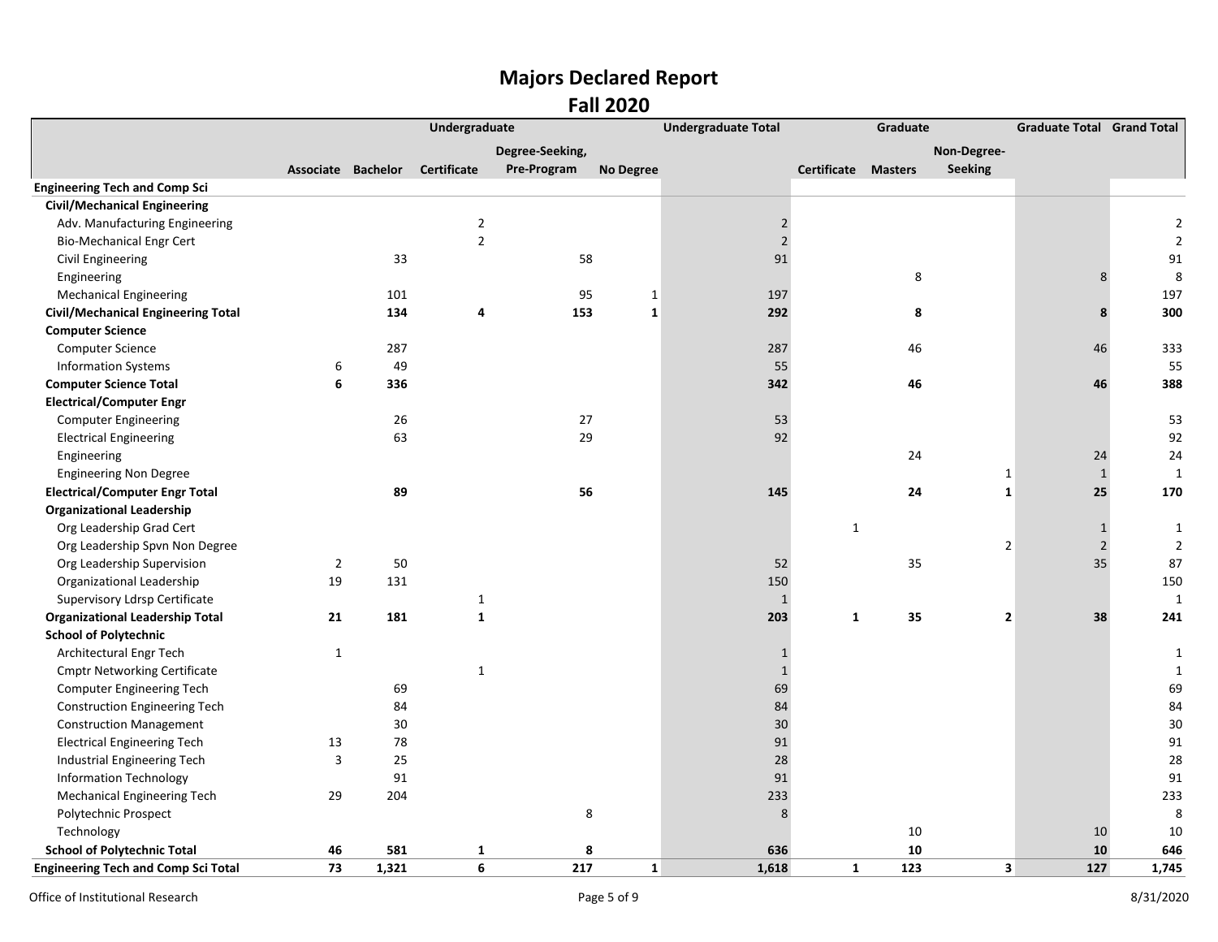# Majors Declared Report
## Fall 2020

| | Undergraduate | | | | | Undergraduate Total | Graduate | | | Graduate Total | Grand Total |
|---|---|---|---|---|---|---|---|---|---|---|---|
| | Associate | Bachelor | Certificate | Degree-Seeking, Pre-Program | No Degree | | Certificate | Masters | Non-Degree-Seeking | | |
| **Engineering Tech and Comp Sci** | | | | | | | | | | | |
| **Civil/Mechanical Engineering** | | | | | | | | | | | |
| Adv. Manufacturing Engineering | | | 2 | | | 2 | | | | | 2 |
| Bio-Mechanical Engr Cert | | | 2 | | | 2 | | | | | 2 |
| Civil Engineering | | 33 | | 58 | | 91 | | | | | 91 |
| Engineering | | | | | | | | 8 | | 8 | 8 |
| Mechanical Engineering | | 101 | | 95 | 1 | 197 | | | | | 197 |
| **Civil/Mechanical Engineering Total** | | **134** | **4** | **153** | **1** | **292** | | **8** | | **8** | **300** |
| **Computer Science** | | | | | | | | | | | |
| Computer Science | | 287 | | | | 287 | | 46 | | 46 | 333 |
| Information Systems | 6 | 49 | | | | 55 | | | | | 55 |
| **Computer Science Total** | **6** | **336** | | | | **342** | | **46** | | **46** | **388** |
| **Electrical/Computer Engr** | | | | | | | | | | | |
| Computer Engineering | | 26 | | 27 | | 53 | | | | | 53 |
| Electrical Engineering | | 63 | | 29 | | 92 | | | | | 92 |
| Engineering | | | | | | | | 24 | | 24 | 24 |
| Engineering Non Degree | | | | | | | | | 1 | 1 | 1 |
| **Electrical/Computer Engr Total** | | **89** | | **56** | | **145** | | **24** | **1** | **25** | **170** |
| **Organizational Leadership** | | | | | | | | | | | |
| Org Leadership Grad Cert | | | | | | | 1 | | | 1 | 1 |
| Org Leadership Spvn Non Degree | | | | | | | | | 2 | 2 | 2 |
| Org Leadership Supervision | 2 | 50 | | | | 52 | | 35 | | 35 | 87 |
| Organizational Leadership | 19 | 131 | | | | 150 | | | | | 150 |
| Supervisory Ldrsp Certificate | | | 1 | | | 1 | | | | | 1 |
| **Organizational Leadership Total** | **21** | **181** | **1** | | | **203** | **1** | **35** | **2** | **38** | **241** |
| **School of Polytechnic** | | | | | | | | | | | |
| Architectural Engr Tech | 1 | | | | | 1 | | | | | 1 |
| Cmptr Networking Certificate | | | 1 | | | 1 | | | | | 1 |
| Computer Engineering Tech | | 69 | | | | 69 | | | | | 69 |
| Construction Engineering Tech | | 84 | | | | 84 | | | | | 84 |
| Construction Management | | 30 | | | | 30 | | | | | 30 |
| Electrical Engineering Tech | 13 | 78 | | | | 91 | | | | | 91 |
| Industrial Engineering Tech | 3 | 25 | | | | 28 | | | | | 28 |
| Information Technology | | 91 | | | | 91 | | | | | 91 |
| Mechanical Engineering Tech | 29 | 204 | | | | 233 | | | | | 233 |
| Polytechnic Prospect | | | | 8 | | 8 | | | | | 8 |
| Technology | | | | | | | | 10 | | 10 | 10 |
| **School of Polytechnic Total** | **46** | **581** | **1** | **8** | | **636** | | **10** | | **10** | **646** |
| **Engineering Tech and Comp Sci Total** | **73** | **1,321** | **6** | **217** | **1** | **1,618** | **1** | **123** | **3** | **127** | **1,745** |

Office of Institutional Research

8/31/2020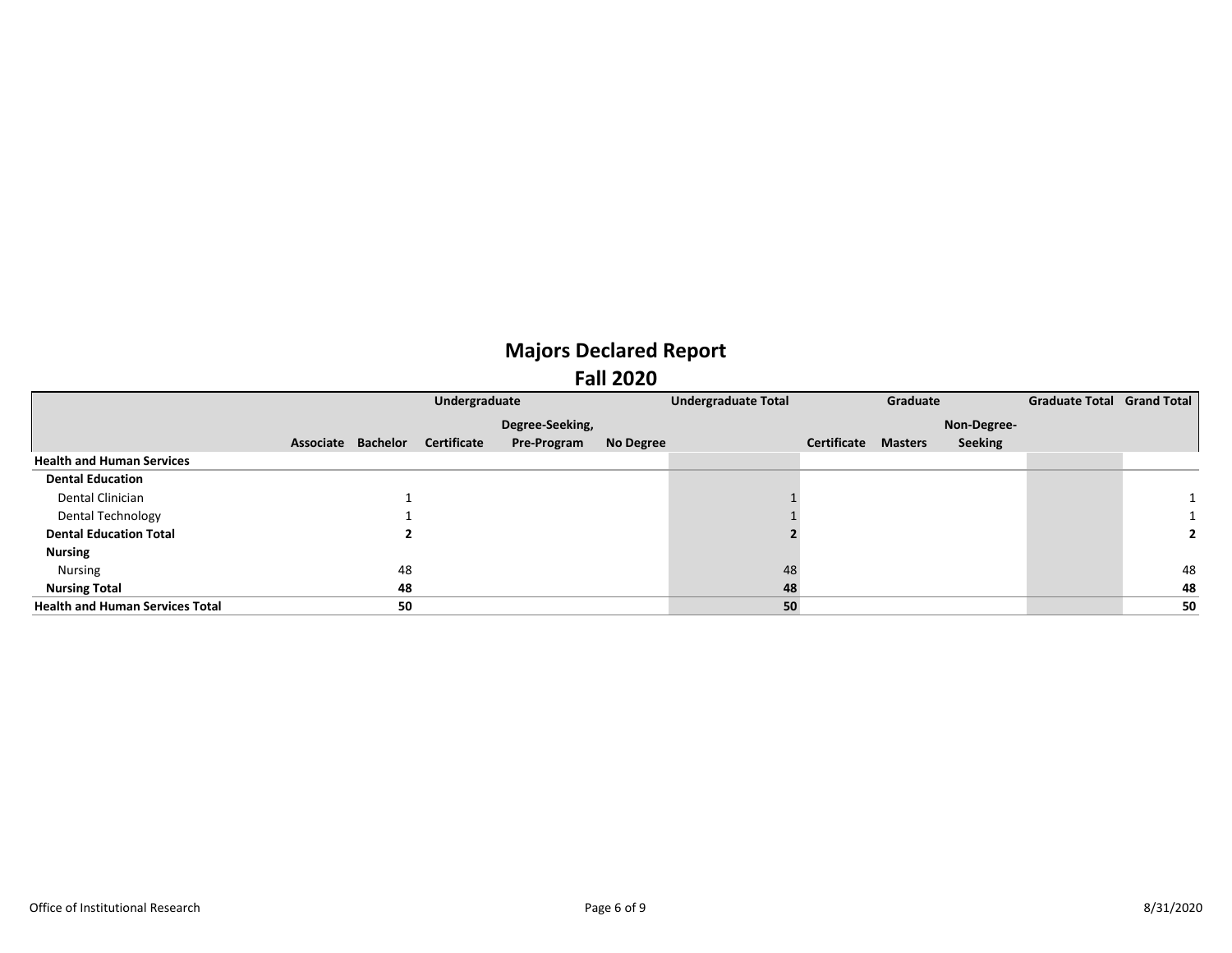# Majors Declared Report

## Fall 2020

| | Undergraduate | | | | | Undergraduate Total | Graduate | | | Graduate Total | Grand Total |
|---|---|---|---|---|---|---|---|---|---|---|---|
| | Associate | Bachelor | Certificate | Degree-Seeking, Pre-Program | No Degree | | Certificate | Masters | Non-Degree-Seeking | | |
| **Health and Human Services** | | | | | | | | | | | |
| **Dental Education** | | | | | | | | | | | |
| Dental Clinician | | 1 | | | | 1 | | | | | 1 |
| Dental Technology | | 1 | | | | 1 | | | | | 1 |
| **Dental Education Total** | | **2** | | | | **2** | | | | | **2** |
| **Nursing** | | | | | | | | | | | |
| Nursing | | 48 | | | | 48 | | | | | 48 |
| **Nursing Total** | | **48** | | | | **48** | | | | | **48** |
| **Health and Human Services Total** | | **50** | | | | **50** | | | | | **50** |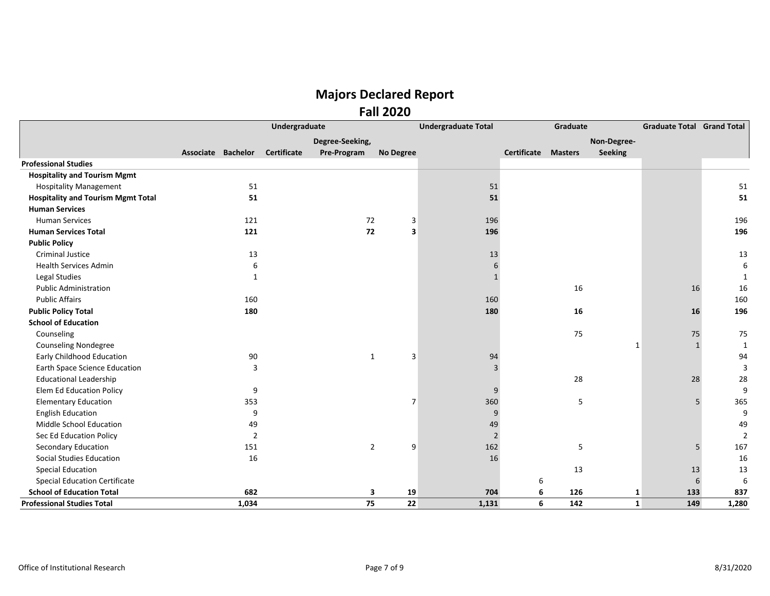# Majors Declared Report

## Fall 2020

| | Undergraduate | | | | | Undergraduate Total | Graduate | | | Graduate Total | Grand Total |
|---|---|---|---|---|---|---|---|---|---|---|---|
| | Associate | Bachelor | Certificate | Degree-Seeking, Pre-Program | No Degree | | Certificate | Masters | Non-Degree-Seeking | | |
| **Professional Studies** | | | | | | | | | | | |
| **Hospitality and Tourism Mgmt** | | | | | | | | | | | |
| Hospitality Management | | 51 | | | | 51 | | | | | 51 |
| **Hospitality and Tourism Mgmt Total** | | **51** | | | | **51** | | | | | **51** |
| **Human Services** | | | | | | | | | | | |
| Human Services | | 121 | | 72 | 3 | 196 | | | | | 196 |
| **Human Services Total** | | **121** | | **72** | **3** | **196** | | | | | **196** |
| **Public Policy** | | | | | | | | | | | |
| Criminal Justice | | 13 | | | | 13 | | | | | 13 |
| Health Services Admin | | 6 | | | | 6 | | | | | 6 |
| Legal Studies | | 1 | | | | 1 | | | | | 1 |
| Public Administration | | | | | | | | 16 | | 16 | 16 |
| Public Affairs | | 160 | | | | 160 | | | | | 160 |
| **Public Policy Total** | | **180** | | | | **180** | | **16** | | **16** | **196** |
| **School of Education** | | | | | | | | | | | |
| Counseling | | | | | | | | 75 | | 75 | 75 |
| Counseling Nondegree | | | | | | | | | 1 | 1 | 1 |
| Early Childhood Education | | 90 | | 1 | 3 | 94 | | | | | 94 |
| Earth Space Science Education | | 3 | | | | 3 | | | | | 3 |
| Educational Leadership | | | | | | | | 28 | | 28 | 28 |
| Elem Ed Education Policy | | 9 | | | | 9 | | | | | 9 |
| Elementary Education | | 353 | | | 7 | 360 | | 5 | | 5 | 365 |
| English Education | | 9 | | | | 9 | | | | | 9 |
| Middle School Education | | 49 | | | | 49 | | | | | 49 |
| Sec Ed Education Policy | | 2 | | | | 2 | | | | | 2 |
| Secondary Education | | 151 | | 2 | 9 | 162 | | 5 | | 5 | 167 |
| Social Studies Education | | 16 | | | | 16 | | | | | 16 |
| Special Education | | | | | | | | 13 | | 13 | 13 |
| Special Education Certificate | | | | | | | 6 | | | 6 | 6 |
| **School of Education Total** | | **682** | | **3** | **19** | **704** | **6** | **126** | **1** | **133** | **837** |
| **Professional Studies Total** | | **1,034** | | **75** | **22** | **1,131** | **6** | **142** | **1** | **149** | **1,280** |

Office of Institutional Research

8/31/2020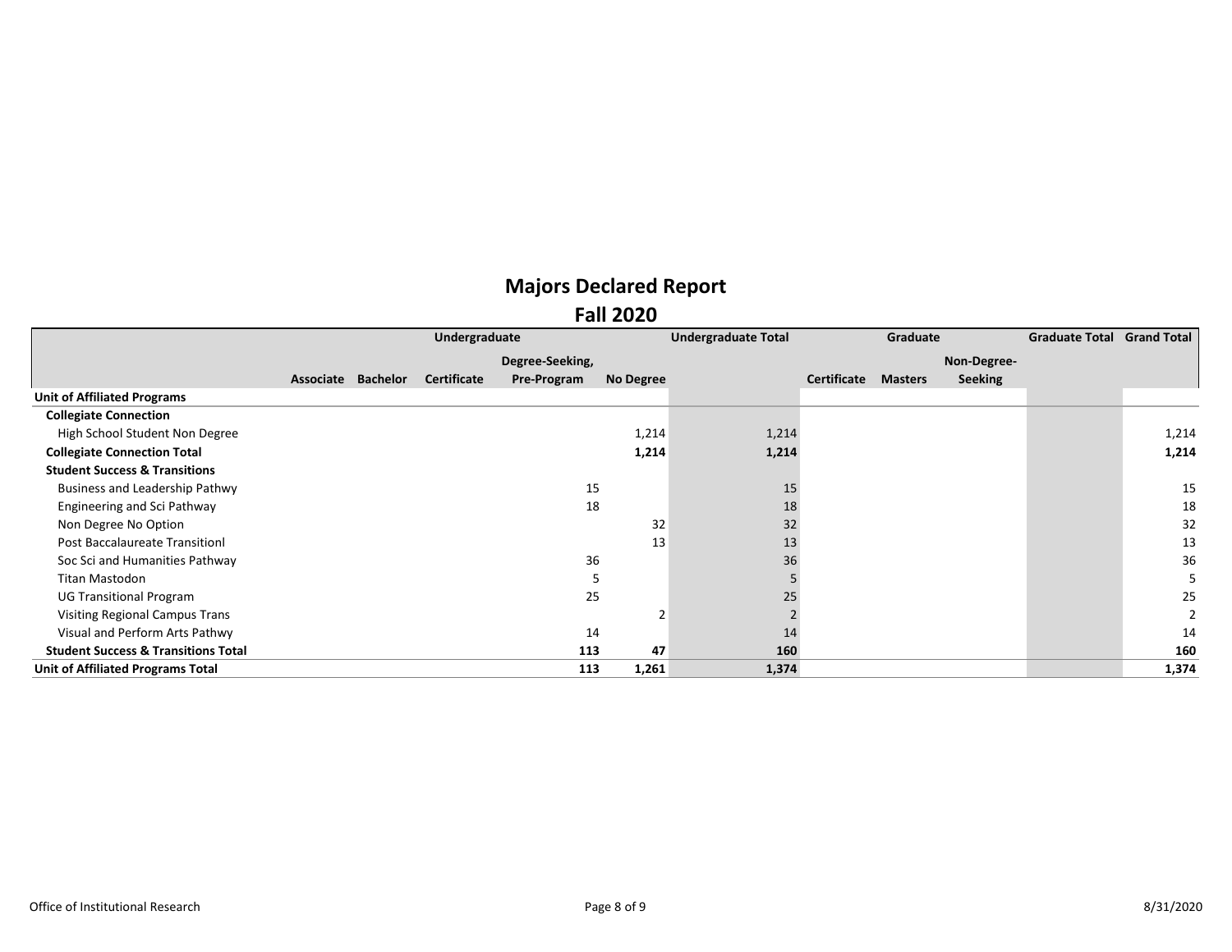# Majors Declared Report

## Fall 2020

| | Undergraduate | | | | | Undergraduate Total | Graduate | | | Graduate Total | Grand Total |
|---|---|---|---|---|---|---|---|---|---|---|---|
| | Associate | Bachelor | Certificate | Degree-Seeking, Pre-Program | No Degree | | Certificate | Masters | Non-Degree-Seeking | | |
| **Unit of Affiliated Programs** | | | | | | | | | | | |
| **Collegiate Connection** | | | | | | | | | | | |
| High School Student Non Degree | | | | | 1,214 | 1,214 | | | | | 1,214 |
| **Collegiate Connection Total** | | | | | **1,214** | **1,214** | | | | | **1,214** |
| **Student Success & Transitions** | | | | | | | | | | | |
| Business and Leadership Pathwy | | | | 15 | | 15 | | | | | 15 |
| Engineering and Sci Pathway | | | | 18 | | 18 | | | | | 18 |
| Non Degree No Option | | | | | 32 | 32 | | | | | 32 |
| Post Baccalaureate Transitionl | | | | | 13 | 13 | | | | | 13 |
| Soc Sci and Humanities Pathway | | | | 36 | | 36 | | | | | 36 |
| Titan Mastodon | | | | 5 | | 5 | | | | | 5 |
| UG Transitional Program | | | | 25 | | 25 | | | | | 25 |
| Visiting Regional Campus Trans | | | | | 2 | 2 | | | | | 2 |
| Visual and Perform Arts Pathwy | | | | 14 | | 14 | | | | | 14 |
| **Student Success & Transitions Total** | | | | **113** | **47** | **160** | | | | | **160** |
| **Unit of Affiliated Programs Total** | | | | **113** | **1,261** | **1,374** | | | | | **1,374** |

Office of Institutional Research

8/31/2020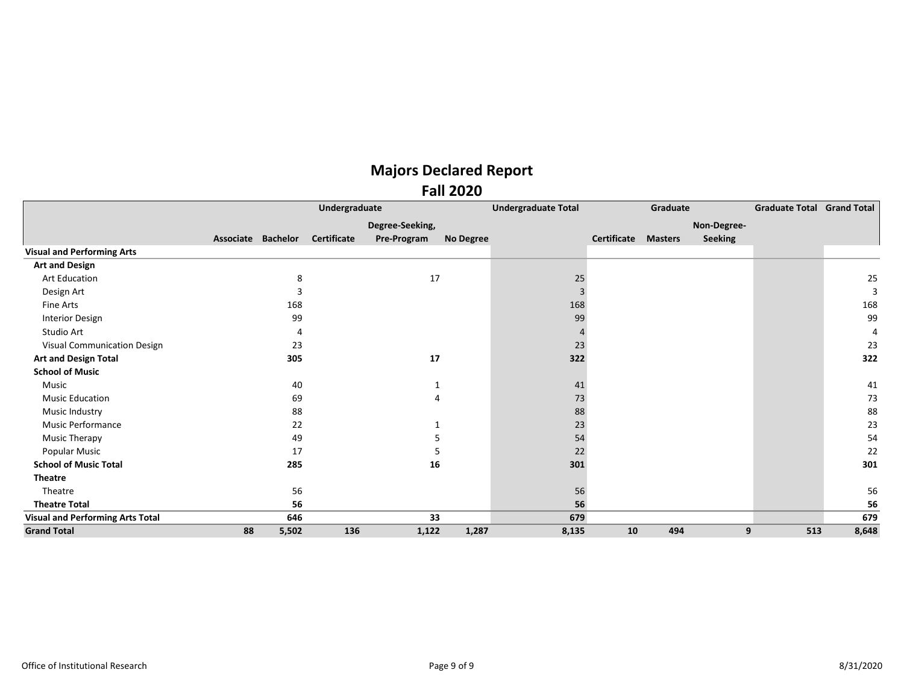# Majors Declared Report

## Fall 2020

| | Undergraduate | | | | | Undergraduate Total | Graduate | | | Graduate Total | Grand Total |
|---|---|---|---|---|---|---|---|---|---|---|---|
| | Associate | Bachelor | Certificate | Degree-Seeking, Pre-Program | No Degree | | Certificate | Masters | Non-Degree-Seeking | | |
| **Visual and Performing Arts** | | | | | | | | | | | |
| **Art and Design** | | | | | | | | | | | |
| Art Education | | 8 | | 17 | | 25 | | | | | 25 |
| Design Art | | 3 | | | | 3 | | | | | 3 |
| Fine Arts | | 168 | | | | 168 | | | | | 168 |
| Interior Design | | 99 | | | | 99 | | | | | 99 |
| Studio Art | | 4 | | | | 4 | | | | | 4 |
| Visual Communication Design | | 23 | | | | 23 | | | | | 23 |
| **Art and Design Total** | | **305** | | **17** | | **322** | | | | | **322** |
| **School of Music** | | | | | | | | | | | |
| Music | | 40 | | 1 | | 41 | | | | | 41 |
| Music Education | | 69 | | 4 | | 73 | | | | | 73 |
| Music Industry | | 88 | | | | 88 | | | | | 88 |
| Music Performance | | 22 | | 1 | | 23 | | | | | 23 |
| Music Therapy | | 49 | | 5 | | 54 | | | | | 54 |
| Popular Music | | 17 | | 5 | | 22 | | | | | 22 |
| **School of Music Total** | | **285** | | **16** | | **301** | | | | | **301** |
| **Theatre** | | | | | | | | | | | |
| Theatre | | 56 | | | | 56 | | | | | 56 |
| **Theatre Total** | | **56** | | | | **56** | | | | | **56** |
| **Visual and Performing Arts Total** | | **646** | | **33** | | **679** | | | | | **679** |
| **Grand Total** | **88** | **5,502** | **136** | **1,122** | **1,287** | **8,135** | **10** | **494** | **9** | **513** | **8,648** |

Office of Institutional Research

8/31/2020